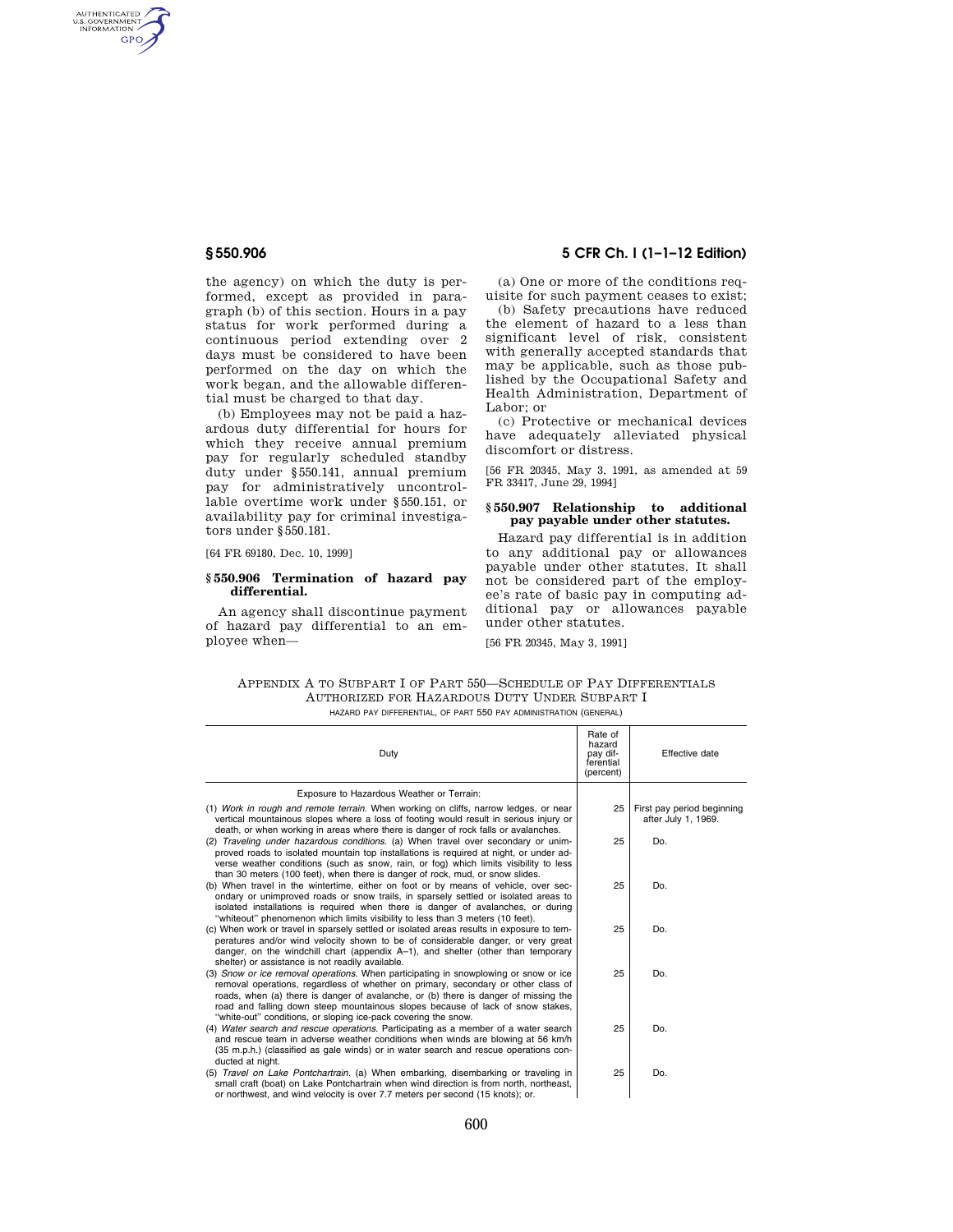the agency) on which the duty is performed, except as provided in paragraph (b) of this section. Hours in a pay status for work performed during a continuous period extending over 2 days must be considered to have been performed on the day on which the work began, and the allowable differential must be charged to that day.

(b) Employees may not be paid a hazardous duty differential for hours for which they receive annual premium pay for regularly scheduled standby duty under §550.141, annual premium pay for administratively uncontrollable overtime work under §550.151, or availability pay for criminal investigators under §550.181.

[64 FR 69180, Dec. 10, 1999]

### § 550.906 Termination of hazard pay differential.

An agency shall discontinue payment of hazard pay differential to an employee when—

(a) One or more of the conditions requisite for such payment ceases to exist;

(b) Safety precautions have reduced the element of hazard to a less than significant level of risk, consistent with generally accepted standards that may be applicable, such as those published by the Occupational Safety and Health Administration, Department of Labor; or

(c) Protective or mechanical devices have adequately alleviated physical discomfort or distress.

[56 FR 20345, May 3, 1991, as amended at 59 FR 33417, June 29, 1994]

### § 550.907 Relationship to additional pay payable under other statutes.

Hazard pay differential is in addition to any additional pay or allowances payable under other statutes. It shall not be considered part of the employee's rate of basic pay in computing additional pay or allowances payable under other statutes.

[56 FR 20345, May 3, 1991]

## Appendix A to Subpart I of Part 550—Schedule of Pay Differentials Authorized for Hazardous Duty Under Subpart I

HAZARD PAY DIFFERENTIAL, OF PART 550 PAY ADMINISTRATION (GENERAL)

| Duty | Rate of hazard pay differential (percent) | Effective date |
|---|---|---|
| Exposure to Hazardous Weather or Terrain: | | |
| (1) *Work in rough and remote terrain.* When working on cliffs, narrow ledges, or near vertical mountainous slopes where a loss of footing would result in serious injury or death, or when working in areas where there is danger of rock falls or avalanches. | 25 | First pay period beginning after July 1, 1969. |
| (2) *Traveling under hazardous conditions.* (a) When travel over secondary or unimproved roads to isolated mountain top installations is required at night, or under adverse weather conditions (such as snow, rain, or fog) which limits visibility to less than 30 meters (100 feet), when there is danger of rock, mud, or snow slides. | 25 | Do. |
| (b) When travel in the wintertime, either on foot or by means of vehicle, over secondary or unimproved roads or snow trails, in sparsely settled or isolated areas to isolated installations is required when there is danger of avalanches, or during "whiteout" phenomenon which limits visibility to less than 3 meters (10 feet). | 25 | Do. |
| (c) When work or travel in sparsely settled or isolated areas results in exposure to temperatures and/or wind velocity shown to be of considerable danger, or very great danger, on the windchill chart (appendix A–1), and shelter (other than temporary shelter) or assistance is not readily available. | 25 | Do. |
| (3) *Snow or ice removal operations.* When participating in snowplowing or snow or ice removal operations, regardless of whether on primary, secondary or other class of roads, when (a) there is danger of avalanche, or (b) there is danger of missing the road and falling down steep mountainous slopes because of lack of snow stakes, "white-out" conditions, or sloping ice-pack covering the snow. | 25 | Do. |
| (4) *Water search and rescue operations.* Participating as a member of a water search and rescue team in adverse weather conditions when winds are blowing at 56 km/h (35 m.p.h.) (classified as gale winds) or in water search and rescue operations conducted at night. | 25 | Do. |
| (5) *Travel on Lake Pontchartrain.* (a) When embarking, disembarking or traveling in small craft (boat) on Lake Pontchartrain when wind direction is from north, northeast, or northwest, and wind velocity is over 7.7 meters per second (15 knots); or. | 25 | Do. |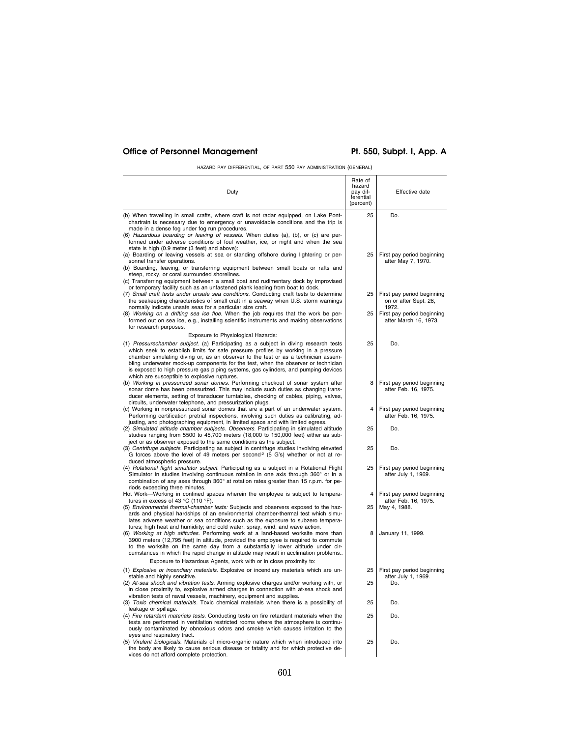HAZARD PAY DIFFERENTIAL, OF PART 550 PAY ADMINISTRATION (GENERAL)

| Duty | Rate of hazard pay differential (percent) | Effective date |
|---|---|---|
| (b) When travelling in small crafts, where craft is not radar equipped, on Lake Pontchartrain is necessary due to emergency or unavoidable conditions and the trip is made in a dense fog under fog run procedures. | 25 | Do. |
| (6) *Hazardous boarding or leaving of vessels.* When duties (a), (b), or (c) are performed under adverse conditions of foul weather, ice, or night and when the sea state is high (0.9 meter (3 feet) and above): | | |
| (a) Boarding or leaving vessels at sea or standing offshore during lightering or personnel transfer operations. | 25 | First pay period beginning after May 7, 1970. |
| (b) Boarding, leaving, or transferring equipment between small boats or rafts and steep, rocky, or coral surrounded shorelines. | | |
| (c) Transferring equipment between a small boat and rudimentary dock by improvised or temporary facility such as an unfastened plank leading from boat to dock. | | |
| (7) *Small craft tests under unsafe sea conditions.* Conducting craft tests to determine the seakeeping characteristics of small craft in a seaway when U.S. storm warnings normally indicate unsafe seas for a particular size craft. | 25 | First pay period beginning on or after Sept. 28, 1972. |
| (8) *Working on a drifting sea ice floe.* When the job requires that the work be performed out on sea ice, e.g., installing scientific instruments and making observations for research purposes. | 25 | First pay period beginning after March 16, 1973. |
| Exposure to Physiological Hazards: | | |
| (1) *Pressurechamber subject.* (a) Participating as a subject in diving research tests which seek to establish limits for safe pressure profiles by working in a pressure chamber simulating diving or, as an observer to the test or as a technician assembling underwater mock-up components for the test, when the observer or technician is exposed to high pressure gas piping systems, gas cylinders, and pumping devices which are susceptible to explosive ruptures. | 25 | Do. |
| (b) *Working in pressurized sonar domes.* Performing checkout of sonar system after sonar dome has been pressurized. This may include such duties as changing transducer elements, setting of transducer turntables, checking of cables, piping, valves, circuits, underwater telephone, and pressurization plugs. | 8 | First pay period beginning after Feb. 16, 1975. |
| (c) Working in nonpressurized sonar domes that are a part of an underwater system. Performing certification pretrial inspections, involving such duties as calibrating, adjusting, and photographing equipment, in limited space and with limited egress. | 4 | First pay period beginning after Feb. 16, 1975. |
| (2) *Simulated altitude chamber subjects. Observers.* Participating in simulated altitude studies ranging from 5500 to 45,700 meters (18,000 to 150,000 feet) either as subject or as observer exposed to the same conditions as the subject. | 25 | Do. |
| (3) *Centrifuge subjects.* Participating as subject in centrifuge studies involving elevated G forces above the level of 49 meters per second[2] (5 G's) whether or not at reduced atmospheric pressure. | 25 | Do. |
| (4) *Rotational flight simulator subject.* Participating as a subject in a Rotational Flight Simulator in studies involving continuous rotation in one axis through 360° or in a combination of any axes through 360° at rotation rates greater than 15 r.p.m. for periods exceeding three minutes. | 25 | First pay period beginning after July 1, 1969. |
| Hot Work—Working in confined spaces wherein the employee is subject to temperatures in excess of 43 °C (110 °F). | 4 | First pay period beginning after Feb. 16, 1975. |
| (5) *Environmental thermal-chamber tests:* Subjects and observers exposed to the hazards and physical hardships of an environmental chamber-thermal test which simulates adverse weather or sea conditions such as the exposure to subzero temperatures; high heat and humidiity; and cold water, spray, wind, and wave action. | 25 | May 4, 1988. |
| (6) *Working at high altitudes.* Performing work at a land-based worksite more than 3900 meters (12,795 feet) in altitude, provided the employee is required to commute to the worksite on the same day from a substantially lower altitude under circumstances in which the rapid change in altitude may result in acclimation problems.. | 8 | January 11, 1999. |
| Exposure to Hazardous Agents, work with or in close proximity to: | | |
| (1) *Explosive or incendiary materials.* Explosive or incendiary materials which are unstable and highly sensitive. | 25 | First pay period beginning after July 1, 1969. |
| (2) *At-sea shock and vibration tests.* Arming explosive charges and/or working with, or in close proximity to, explosive armed charges in connection with at-sea shock and vibration tests of naval vessels, machinery, equipment and supplies. | 25 | Do. |
| (3) *Toxic chemical materials.* Toxic chemical materials when there is a possibility of leakage or spillage. | 25 | Do. |
| (4) *Fire retardant materials tests.* Conducting tests on fire retardant materials when the tests are performed in ventilation restricted rooms where the atmosphere is continuously contaminated by obnoxious odors and smoke which causes irritation to the eyes and respiratory tract. | 25 | Do. |
| (5) *Virulent biologicals.* Materials of micro-organic nature which when introduced into the body are likely to cause serious disease or fatality and for which protective devices do not afford complete protection. | 25 | Do. |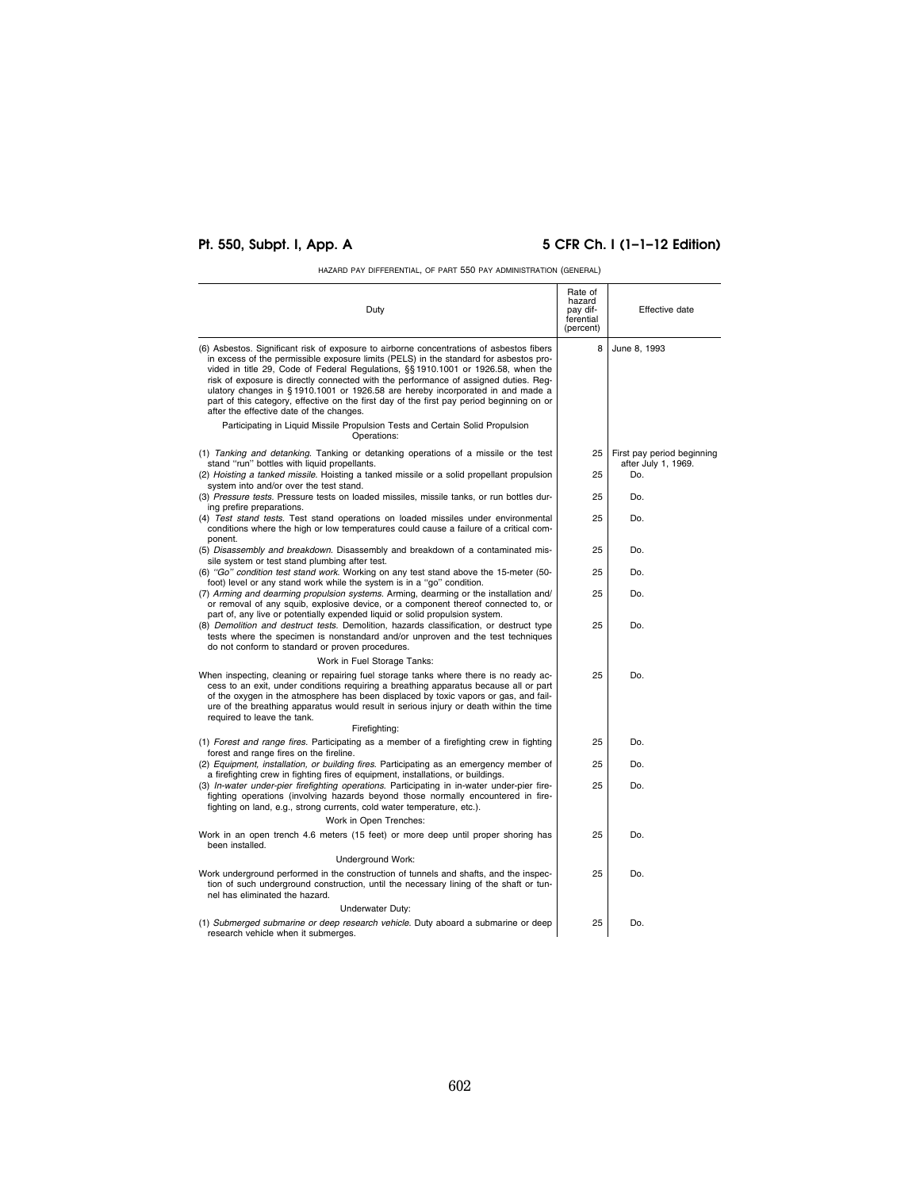HAZARD PAY DIFFERENTIAL, OF PART 550 PAY ADMINISTRATION (GENERAL)

| Duty | Rate of hazard pay differential (percent) | Effective date |
|---|---|---|
| (6) Asbestos. Significant risk of exposure to airborne concentrations of asbestos fibers in excess of the permissible exposure limits (PELS) in the standard for asbestos provided in title 29, Code of Federal Regulations, §§ 1910.1001 or 1926.58, when the risk of exposure is directly connected with the performance of assigned duties. Regulatory changes in § 1910.1001 or 1926.58 are hereby incorporated in and made a part of this category, effective on the first day of the first pay period beginning on or after the effective date of the changes. | 8 | June 8, 1993 |
| Participating in Liquid Missile Propulsion Tests and Certain Solid Propulsion Operations: | | |
| (1) *Tanking and detanking.* Tanking or detanking operations of a missile or the test stand "run" bottles with liquid propellants. | 25 | First pay period beginning after July 1, 1969. |
| (2) *Hoisting a tanked missile.* Hoisting a tanked missile or a solid propellant propulsion system into and/or over the test stand. | 25 | Do. |
| (3) *Pressure tests.* Pressure tests on loaded missiles, missile tanks, or run bottles during prefire preparations. | 25 | Do. |
| (4) *Test stand tests.* Test stand operations on loaded missiles under environmental conditions where the high or low temperatures could cause a failure of a critical component. | 25 | Do. |
| (5) *Disassembly and breakdown.* Disassembly and breakdown of a contaminated missile system or test stand plumbing after test. | 25 | Do. |
| (6) *"Go" condition test stand work.* Working on any test stand above the 15-meter (50-foot) level or any stand work while the system is in a "go" condition. | 25 | Do. |
| (7) *Arming and dearming propulsion systems.* Arming, dearming or the installation and/or removal of any squib, explosive device, or a component thereof connected to, or part of, any live or potentially expended liquid or solid propulsion system. | 25 | Do. |
| (8) *Demolition and destruct tests.* Demolition, hazards classification, or destruct type tests where the specimen is nonstandard and/or unproven and the test techniques do not conform to standard or proven procedures. | 25 | Do. |
| Work in Fuel Storage Tanks: | | |
| When inspecting, cleaning or repairing fuel storage tanks where there is no ready access to an exit, under conditions requiring a breathing apparatus because all or part of the oxygen in the atmosphere has been displaced by toxic vapors or gas, and failure of the breathing apparatus would result in serious injury or death within the time required to leave the tank. | 25 | Do. |
| Firefighting: | | |
| (1) *Forest and range fires.* Participating as a member of a firefighting crew in fighting forest and range fires on the fireline. | 25 | Do. |
| (2) *Equipment, installation, or building fires.* Participating as an emergency member of a firefighting crew in fighting fires of equipment, installations, or buildings. | 25 | Do. |
| (3) *In-water under-pier firefighting operations.* Participating in in-water under-pier firefighting operations (involving hazards beyond those normally encountered in firefighting on land, e.g., strong currents, cold water temperature, etc.). | 25 | Do. |
| Work in Open Trenches: | | |
| Work in an open trench 4.6 meters (15 feet) or more deep until proper shoring has been installed. | 25 | Do. |
| Underground Work: | | |
| Work underground performed in the construction of tunnels and shafts, and the inspection of such underground construction, until the necessary lining of the shaft or tunnel has eliminated the hazard. | 25 | Do. |
| Underwater Duty: | | |
| (1) *Submerged submarine or deep research vehicle.* Duty aboard a submarine or deep research vehicle when it submerges. | 25 | Do. |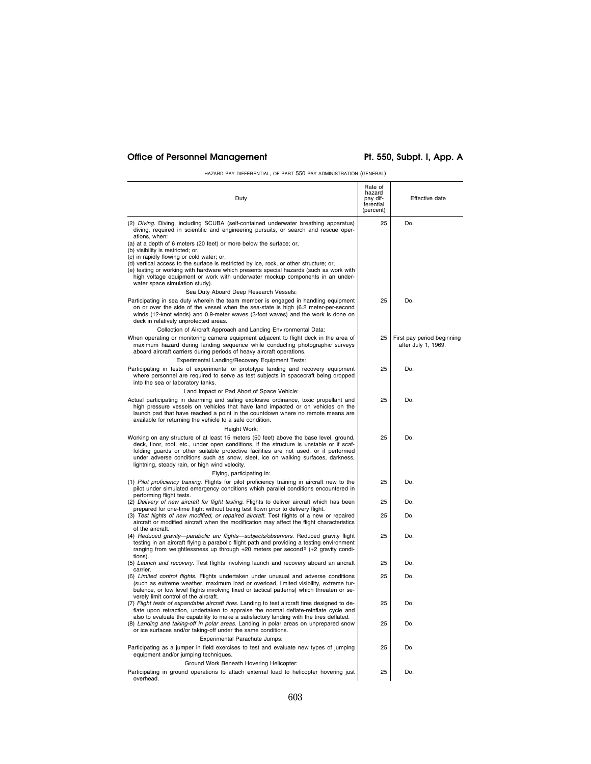HAZARD PAY DIFFERENTIAL, OF PART 550 PAY ADMINISTRATION (GENERAL)

| Duty | Rate of hazard pay differential (percent) | Effective date |
|---|---|---|
| (2) *Diving.* Diving, including SCUBA (self-contained underwater breathing apparatus) diving, required in scientific and engineering pursuits, or search and rescue operations, when:<br>(a) at a depth of 6 meters (20 feet) or more below the surface; or,<br>(b) visibility is restricted; or,<br>(c) in rapidly flowing or cold water; or,<br>(d) vertical access to the surface is restricted by ice, rock, or other structure; or,<br>(e) testing or working with hardware which presents special hazards (such as work with high voltage equipment or work with underwater mockup components in an underwater space simulation study). | 25 | Do. |
| Sea Duty Aboard Deep Research Vessels: | | |
| Participating in sea duty wherein the team member is engaged in handling equipment on or over the side of the vessel when the sea-state is high (6.2 meter-per-second winds (12-knot winds) and 0.9-meter waves (3-foot waves) and the work is done on deck in relatively unprotected areas. | 25 | Do. |
| Collection of Aircraft Approach and Landing Environmental Data: | | |
| When operating or monitoring camera equipment adjacent to flight deck in the area of maximum hazard during landing sequence while conducting photographic surveys aboard aircraft carriers during periods of heavy aircraft operations. | 25 | First pay period beginning after July 1, 1969. |
| Experimental Landing/Recovery Equipment Tests: | | |
| Participating in tests of experimental or prototype landing and recovery equipment where personnel are required to serve as test subjects in spacecraft being dropped into the sea or laboratory tanks. | 25 | Do. |
| Land Impact or Pad Abort of Space Vehicle: | | |
| Actual participating in dearming and safing explosive ordinance, toxic propellant and high pressure vessels on vehicles that have land impacted or on vehicles on the launch pad that have reached a point in the countdown where no remote means are available for returning the vehicle to a safe condition. | 25 | Do. |
| Height Work: | | |
| Working on any structure of at least 15 meters (50 feet) above the base level, ground, deck, floor, roof, etc., under open conditions, if the structure is unstable or if scaffolding guards or other suitable protective facilities are not used, or if performed under adverse conditions such as snow, sleet, ice on walking surfaces, darkness, lightning, steady rain, or high wind velocity. | 25 | Do. |
| Flying, participating in: | | |
| (1) *Pilot proficiency training.* Flights for pilot proficiency training in aircraft new to the pilot under simulated emergency conditions which parallel conditions encountered in performing flight tests. | 25 | Do. |
| (2) *Delivery of new aircraft for flight testing.* Flights to deliver aircraft which has been prepared for one-time flight without being test flown prior to delivery flight. | 25 | Do. |
| (3) *Test flights of new modified, or repaired aircraft.* Test flights of a new or repaired aircraft or modified aircraft when the modification may affect the flight characteristics of the aircraft. | 25 | Do. |
| (4) *Reduced gravity—parabolic arc flights—subjects/observers.* Reduced gravity flight testing in an aircraft flying a parabolic flight path and providing a testing environment ranging from weightlessness up through +20 meters per second[2] (+2 gravity conditions). | 25 | Do. |
| (5) *Launch and recovery.* Test flights involving launch and recovery aboard an aircraft carrier. | 25 | Do. |
| (6) *Limited control flights.* Flights undertaken under unusual and adverse conditions (such as extreme weather, maximum load or overload, limited visibility, extreme turbulence, or low level flights involving fixed or tactical patterns) which threaten or severely limit control of the aircraft. | 25 | Do. |
| (7) *Flight tests of expandable aircraft tires.* Landing to test aircraft tires designed to deflate upon retraction, undertaken to appraise the normal deflate-reinflate cycle and also to evaluate the capability to make a satisfactory landing with the tires deflated. | 25 | Do. |
| (8) *Landing and taking-off in polar areas.* Landing in polar areas on unprepared snow or ice surfaces and/or taking-off under the same conditions. | 25 | Do. |
| Experimental Parachute Jumps: | | |
| Participating as a jumper in field exercises to test and evaluate new types of jumping equipment and/or jumping techniques. | 25 | Do. |
| Ground Work Beneath Hovering Helicopter: | | |
| Participating in ground operations to attach external load to helicopter hovering just overhead. | 25 | Do. |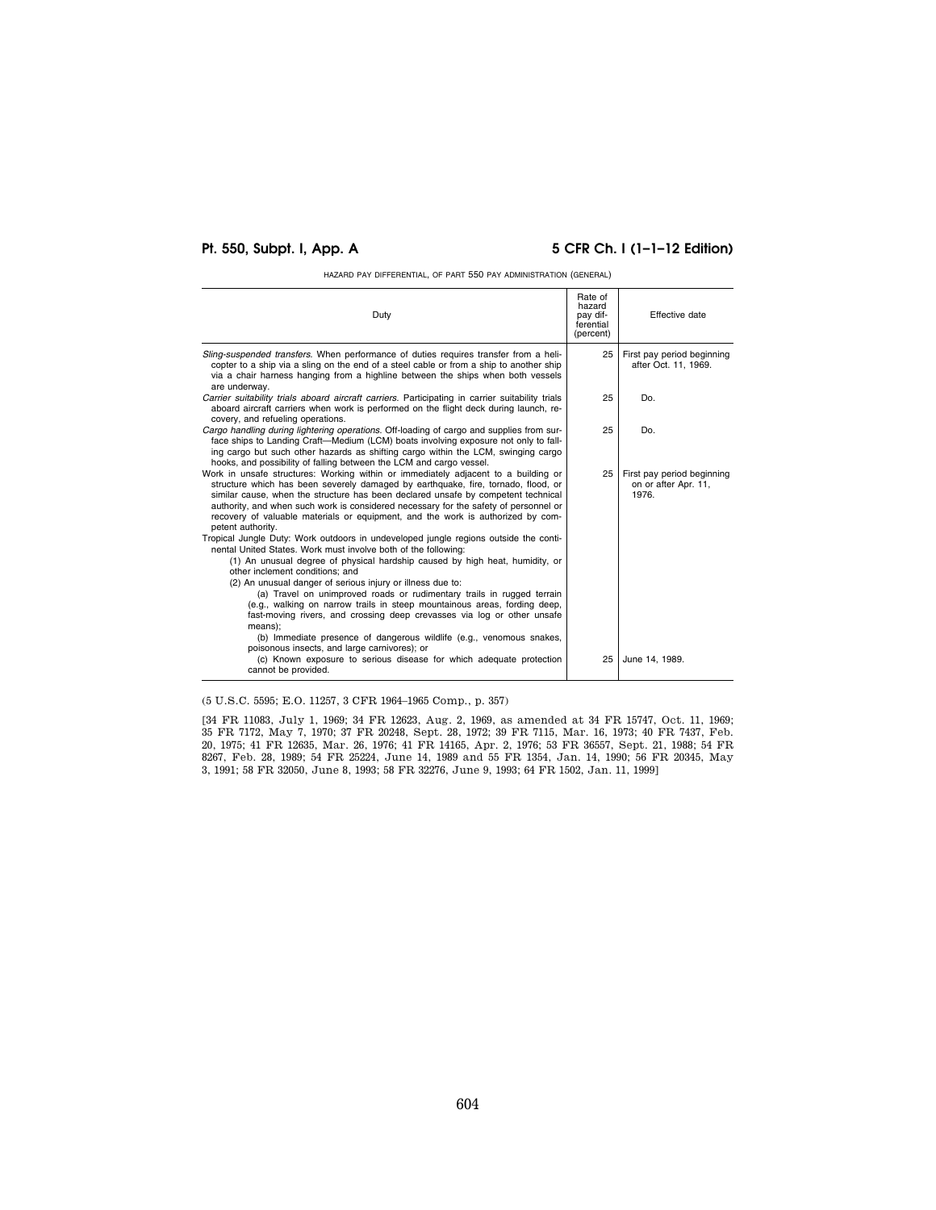HAZARD PAY DIFFERENTIAL, OF PART 550 PAY ADMINISTRATION (GENERAL)

| Duty | Rate of hazard pay differential (percent) | Effective date |
|---|---|---|
| *Sling-suspended transfers.* When performance of duties requires transfer from a helicopter to a ship via a sling on the end of a steel cable or from a ship to another ship via a chair harness hanging from a highline between the ships when both vessels are underway. | 25 | First pay period beginning after Oct. 11, 1969. |
| *Carrier suitability trials aboard aircraft carriers.* Participating in carrier suitability trials aboard aircraft carriers when work is performed on the flight deck during launch, recovery, and refueling operations. | 25 | Do. |
| *Cargo handling during lightering operations.* Off-loading of cargo and supplies from surface ships to Landing Craft—Medium (LCM) boats involving exposure not only to falling cargo but such other hazards as shifting cargo within the LCM, swinging cargo hooks, and possibility of falling between the LCM and cargo vessel. | 25 | Do. |
| Work in unsafe structures: Working within or immediately adjacent to a building or structure which has been severely damaged by earthquake, fire, tornado, flood, or similar cause, when the structure has been declared unsafe by competent technical authority, and when such work is considered necessary for the safety of personnel or recovery of valuable materials or equipment, and the work is authorized by competent authority. | 25 | First pay period beginning on or after Apr. 11, 1976. |
| Tropical Jungle Duty: Work outdoors in undeveloped jungle regions outside the continental United States. Work must involve both of the following: (1) An unusual degree of physical hardship caused by high heat, humidity, or other inclement conditions; and (2) An unusual danger of serious injury or illness due to: (a) Travel on unimproved roads or rudimentary trails in rugged terrain (e.g., walking on narrow trails in steep mountainous areas, fording deep, fast-moving rivers, and crossing deep crevasses via log or other unsafe means); (b) Immediate presence of dangerous wildlife (e.g., venomous snakes, poisonous insects, and large carnivores); or (c) Known exposure to serious disease for which adequate protection cannot be provided. | 25 | June 14, 1989. |

(5 U.S.C. 5595; E.O. 11257, 3 CFR 1964–1965 Comp., p. 357)

[34 FR 11083, July 1, 1969; 34 FR 12623, Aug. 2, 1969, as amended at 34 FR 15747, Oct. 11, 1969; 35 FR 7172, May 7, 1970; 37 FR 20248, Sept. 28, 1972; 39 FR 7115, Mar. 16, 1973; 40 FR 7437, Feb. 20, 1975; 41 FR 12635, Mar. 26, 1976; 41 FR 14165, Apr. 2, 1976; 53 FR 36557, Sept. 21, 1988; 54 FR 8267, Feb. 28, 1989; 54 FR 25224, June 14, 1989 and 55 FR 1354, Jan. 14, 1990; 56 FR 20345, May 3, 1991; 58 FR 32050, June 8, 1993; 58 FR 32276, June 9, 1993; 64 FR 1502, Jan. 11, 1999]